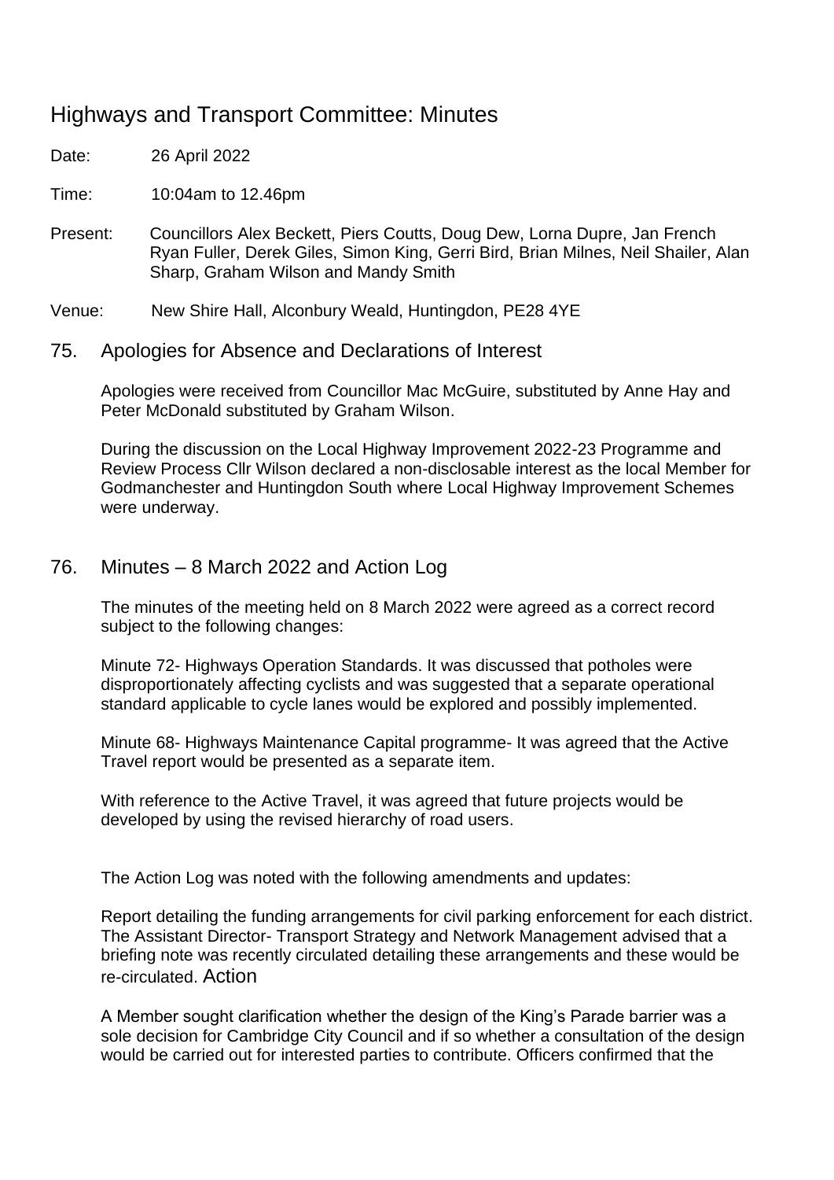# Highways and Transport Committee: Minutes

Date: 26 April 2022

Time: 10:04am to 12.46pm

Present: Councillors Alex Beckett, Piers Coutts, Doug Dew, Lorna Dupre, Jan French Ryan Fuller, Derek Giles, Simon King, Gerri Bird, Brian Milnes, Neil Shailer, Alan Sharp, Graham Wilson and Mandy Smith

Venue: New Shire Hall, Alconbury Weald, Huntingdon, PE28 4YE

## 75. Apologies for Absence and Declarations of Interest

Apologies were received from Councillor Mac McGuire, substituted by Anne Hay and Peter McDonald substituted by Graham Wilson.

During the discussion on the Local Highway Improvement 2022-23 Programme and Review Process Cllr Wilson declared a non-disclosable interest as the local Member for Godmanchester and Huntingdon South where Local Highway Improvement Schemes were underway.

## 76. Minutes – 8 March 2022 and Action Log

The minutes of the meeting held on 8 March 2022 were agreed as a correct record subject to the following changes:

Minute 72- Highways Operation Standards. It was discussed that potholes were disproportionately affecting cyclists and was suggested that a separate operational standard applicable to cycle lanes would be explored and possibly implemented.

Minute 68- Highways Maintenance Capital programme- It was agreed that the Active Travel report would be presented as a separate item.

With reference to the Active Travel, it was agreed that future projects would be developed by using the revised hierarchy of road users.

The Action Log was noted with the following amendments and updates:

Report detailing the funding arrangements for civil parking enforcement for each district. The Assistant Director- Transport Strategy and Network Management advised that a briefing note was recently circulated detailing these arrangements and these would be re-circulated. Action

A Member sought clarification whether the design of the King's Parade barrier was a sole decision for Cambridge City Council and if so whether a consultation of the design would be carried out for interested parties to contribute. Officers confirmed that the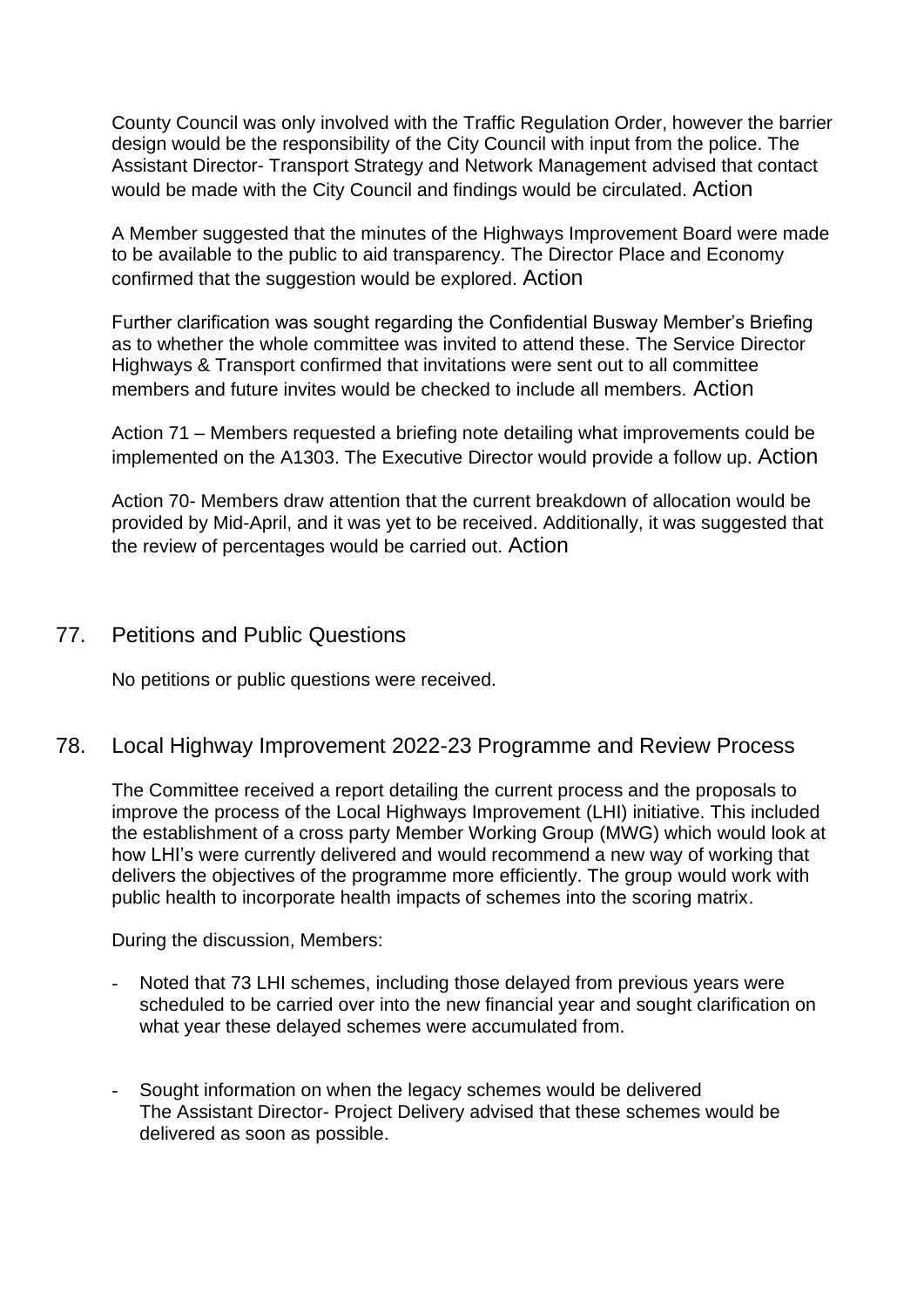County Council was only involved with the Traffic Regulation Order, however the barrier design would be the responsibility of the City Council with input from the police. The Assistant Director- Transport Strategy and Network Management advised that contact would be made with the City Council and findings would be circulated. Action

A Member suggested that the minutes of the Highways Improvement Board were made to be available to the public to aid transparency. The Director Place and Economy confirmed that the suggestion would be explored. Action

Further clarification was sought regarding the Confidential Busway Member's Briefing as to whether the whole committee was invited to attend these. The Service Director Highways & Transport confirmed that invitations were sent out to all committee members and future invites would be checked to include all members. Action

Action 71 – Members requested a briefing note detailing what improvements could be implemented on the A1303. The Executive Director would provide a follow up. Action

Action 70- Members draw attention that the current breakdown of allocation would be provided by Mid-April, and it was yet to be received. Additionally, it was suggested that the review of percentages would be carried out. Action

## 77. Petitions and Public Questions

No petitions or public questions were received.

## 78. Local Highway Improvement 2022-23 Programme and Review Process

The Committee received a report detailing the current process and the proposals to improve the process of the Local Highways Improvement (LHI) initiative. This included the establishment of a cross party Member Working Group (MWG) which would look at how LHI's were currently delivered and would recommend a new way of working that delivers the objectives of the programme more efficiently. The group would work with public health to incorporate health impacts of schemes into the scoring matrix.

During the discussion, Members:

- Noted that 73 LHI schemes, including those delayed from previous years were scheduled to be carried over into the new financial year and sought clarification on what year these delayed schemes were accumulated from.

- Sought information on when the legacy schemes would be delivered
  The Assistant Director- Project Delivery advised that these schemes would be delivered as soon as possible.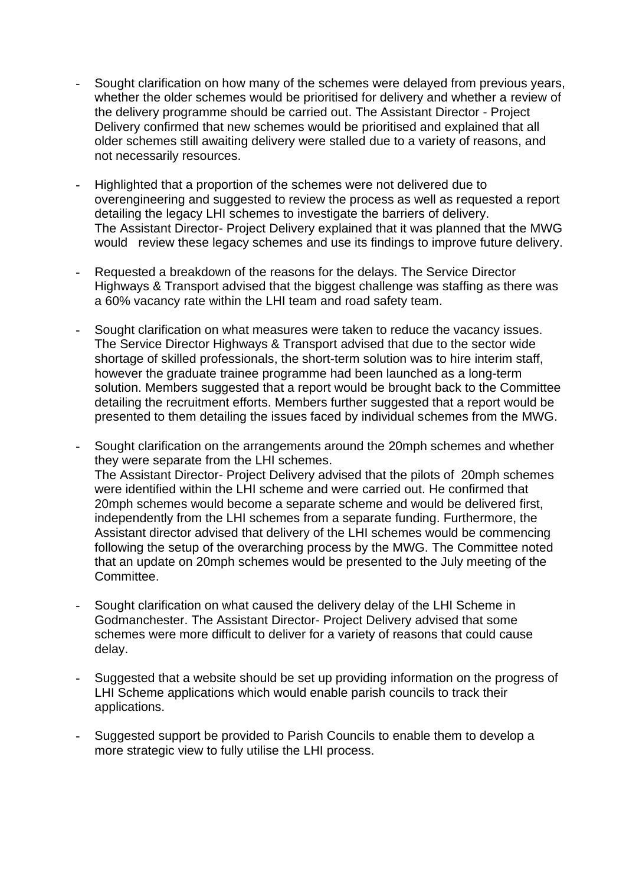- Sought clarification on how many of the schemes were delayed from previous years, whether the older schemes would be prioritised for delivery and whether a review of the delivery programme should be carried out. The Assistant Director - Project Delivery confirmed that new schemes would be prioritised and explained that all older schemes still awaiting delivery were stalled due to a variety of reasons, and not necessarily resources.

- Highlighted that a proportion of the schemes were not delivered due to overengineering and suggested to review the process as well as requested a report detailing the legacy LHI schemes to investigate the barriers of delivery. The Assistant Director- Project Delivery explained that it was planned that the MWG would review these legacy schemes and use its findings to improve future delivery.

- Requested a breakdown of the reasons for the delays. The Service Director Highways & Transport advised that the biggest challenge was staffing as there was a 60% vacancy rate within the LHI team and road safety team.

- Sought clarification on what measures were taken to reduce the vacancy issues. The Service Director Highways & Transport advised that due to the sector wide shortage of skilled professionals, the short-term solution was to hire interim staff, however the graduate trainee programme had been launched as a long-term solution. Members suggested that a report would be brought back to the Committee detailing the recruitment efforts. Members further suggested that a report would be presented to them detailing the issues faced by individual schemes from the MWG.

- Sought clarification on the arrangements around the 20mph schemes and whether they were separate from the LHI schemes. The Assistant Director- Project Delivery advised that the pilots of 20mph schemes were identified within the LHI scheme and were carried out. He confirmed that 20mph schemes would become a separate scheme and would be delivered first, independently from the LHI schemes from a separate funding. Furthermore, the Assistant director advised that delivery of the LHI schemes would be commencing following the setup of the overarching process by the MWG. The Committee noted that an update on 20mph schemes would be presented to the July meeting of the Committee.

- Sought clarification on what caused the delivery delay of the LHI Scheme in Godmanchester. The Assistant Director- Project Delivery advised that some schemes were more difficult to deliver for a variety of reasons that could cause delay.

- Suggested that a website should be set up providing information on the progress of LHI Scheme applications which would enable parish councils to track their applications.

- Suggested support be provided to Parish Councils to enable them to develop a more strategic view to fully utilise the LHI process.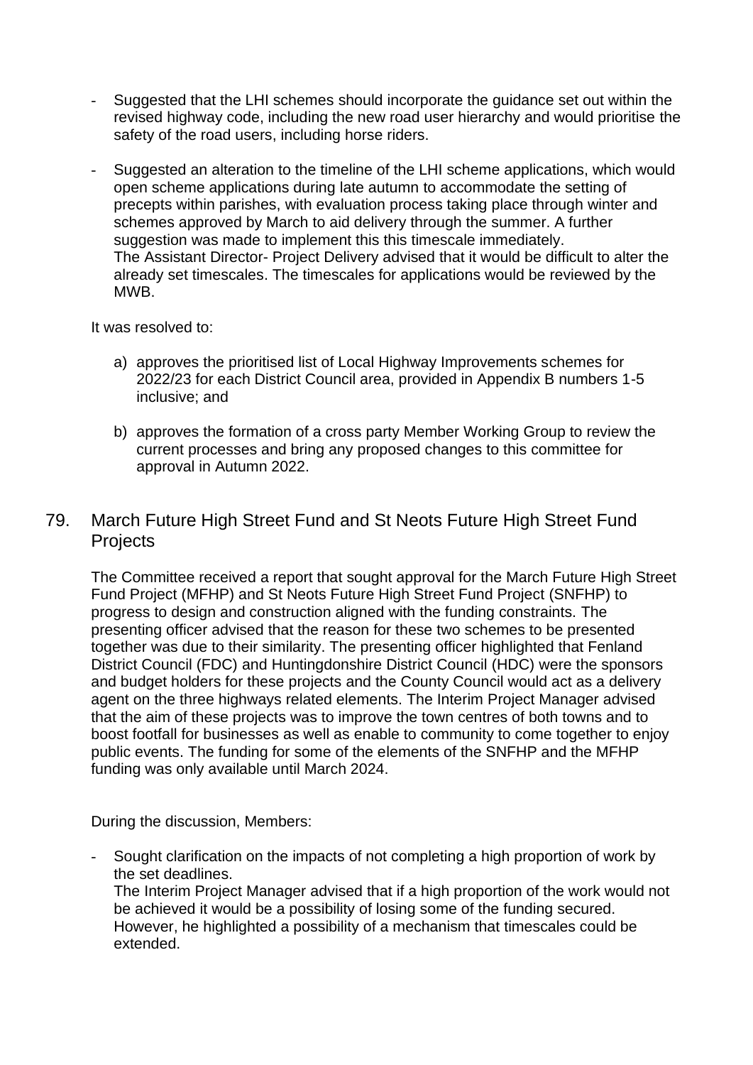- Suggested that the LHI schemes should incorporate the guidance set out within the revised highway code, including the new road user hierarchy and would prioritise the safety of the road users, including horse riders.

- Suggested an alteration to the timeline of the LHI scheme applications, which would open scheme applications during late autumn to accommodate the setting of precepts within parishes, with evaluation process taking place through winter and schemes approved by March to aid delivery through the summer. A further suggestion was made to implement this this timescale immediately.
  The Assistant Director- Project Delivery advised that it would be difficult to alter the already set timescales. The timescales for applications would be reviewed by the MWB.

It was resolved to:

a) approves the prioritised list of Local Highway Improvements schemes for 2022/23 for each District Council area, provided in Appendix B numbers 1-5 inclusive; and

b) approves the formation of a cross party Member Working Group to review the current processes and bring any proposed changes to this committee for approval in Autumn 2022.

## 79. March Future High Street Fund and St Neots Future High Street Fund Projects

The Committee received a report that sought approval for the March Future High Street Fund Project (MFHP) and St Neots Future High Street Fund Project (SNFHP) to progress to design and construction aligned with the funding constraints. The presenting officer advised that the reason for these two schemes to be presented together was due to their similarity. The presenting officer highlighted that Fenland District Council (FDC) and Huntingdonshire District Council (HDC) were the sponsors and budget holders for these projects and the County Council would act as a delivery agent on the three highways related elements. The Interim Project Manager advised that the aim of these projects was to improve the town centres of both towns and to boost footfall for businesses as well as enable to community to come together to enjoy public events. The funding for some of the elements of the SNFHP and the MFHP funding was only available until March 2024.

During the discussion, Members:

- Sought clarification on the impacts of not completing a high proportion of work by the set deadlines.
  The Interim Project Manager advised that if a high proportion of the work would not be achieved it would be a possibility of losing some of the funding secured. However, he highlighted a possibility of a mechanism that timescales could be extended.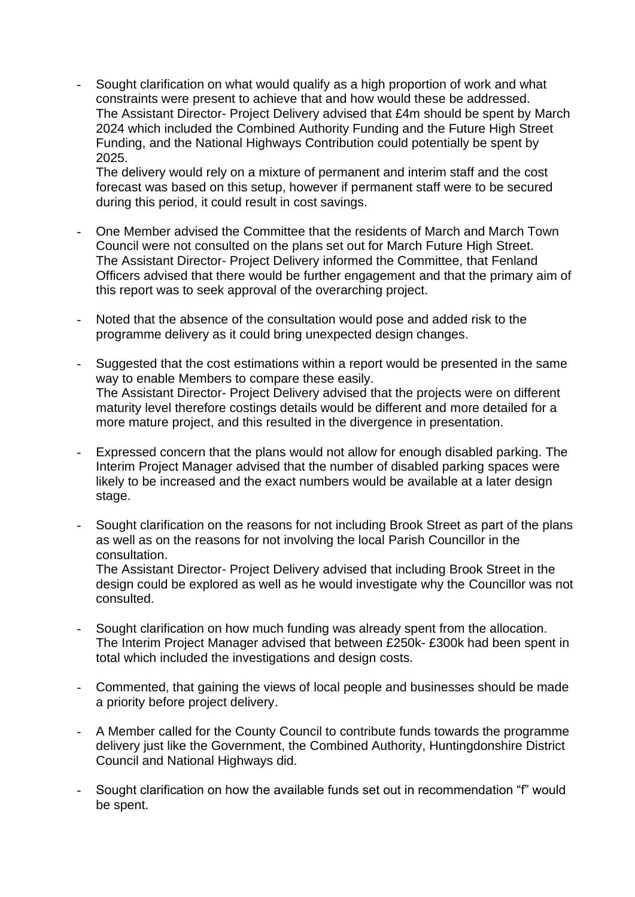- Sought clarification on what would qualify as a high proportion of work and what constraints were present to achieve that and how would these be addressed. The Assistant Director- Project Delivery advised that £4m should be spent by March 2024 which included the Combined Authority Funding and the Future High Street Funding, and the National Highways Contribution could potentially be spent by 2025.
  The delivery would rely on a mixture of permanent and interim staff and the cost forecast was based on this setup, however if permanent staff were to be secured during this period, it could result in cost savings.

- One Member advised the Committee that the residents of March and March Town Council were not consulted on the plans set out for March Future High Street. The Assistant Director- Project Delivery informed the Committee, that Fenland Officers advised that there would be further engagement and that the primary aim of this report was to seek approval of the overarching project.

- Noted that the absence of the consultation would pose and added risk to the programme delivery as it could bring unexpected design changes.

- Suggested that the cost estimations within a report would be presented in the same way to enable Members to compare these easily.
  The Assistant Director- Project Delivery advised that the projects were on different maturity level therefore costings details would be different and more detailed for a more mature project, and this resulted in the divergence in presentation.

- Expressed concern that the plans would not allow for enough disabled parking. The Interim Project Manager advised that the number of disabled parking spaces were likely to be increased and the exact numbers would be available at a later design stage.

- Sought clarification on the reasons for not including Brook Street as part of the plans as well as on the reasons for not involving the local Parish Councillor in the consultation.
  The Assistant Director- Project Delivery advised that including Brook Street in the design could be explored as well as he would investigate why the Councillor was not consulted.

- Sought clarification on how much funding was already spent from the allocation. The Interim Project Manager advised that between £250k- £300k had been spent in total which included the investigations and design costs.

- Commented, that gaining the views of local people and businesses should be made a priority before project delivery.

- A Member called for the County Council to contribute funds towards the programme delivery just like the Government, the Combined Authority, Huntingdonshire District Council and National Highways did.

- Sought clarification on how the available funds set out in recommendation "f" would be spent.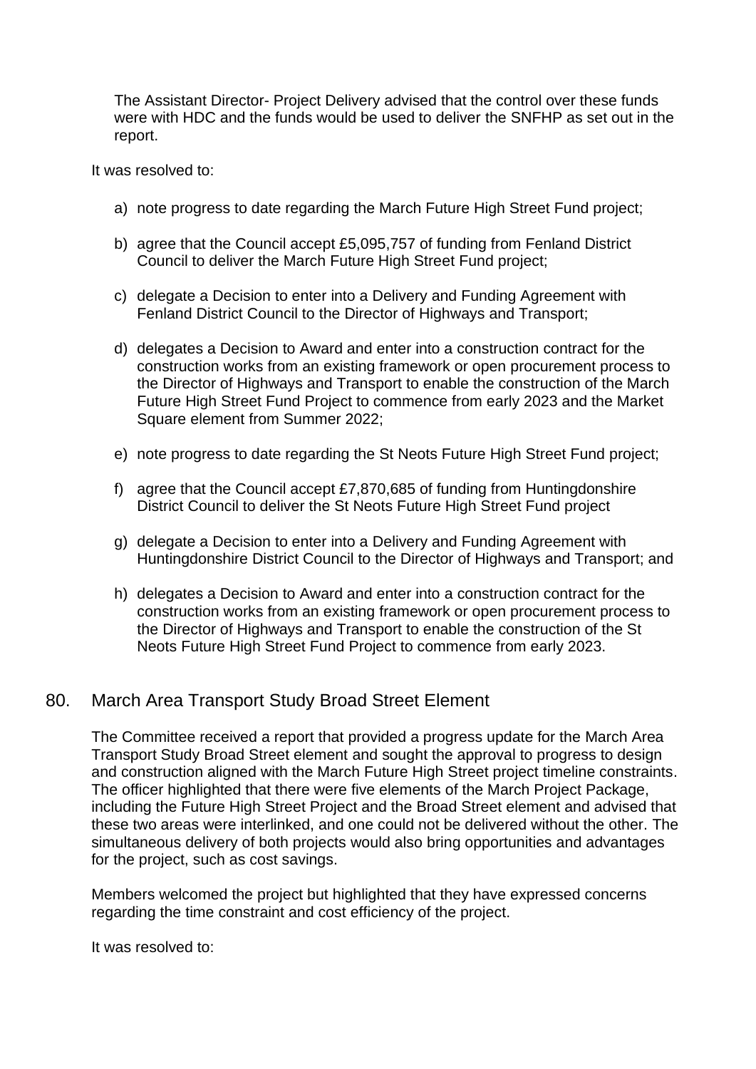The Assistant Director- Project Delivery advised that the control over these funds were with HDC and the funds would be used to deliver the SNFHP as set out in the report.

It was resolved to:

a) note progress to date regarding the March Future High Street Fund project;

b) agree that the Council accept £5,095,757 of funding from Fenland District Council to deliver the March Future High Street Fund project;

c) delegate a Decision to enter into a Delivery and Funding Agreement with Fenland District Council to the Director of Highways and Transport;

d) delegates a Decision to Award and enter into a construction contract for the construction works from an existing framework or open procurement process to the Director of Highways and Transport to enable the construction of the March Future High Street Fund Project to commence from early 2023 and the Market Square element from Summer 2022;

e) note progress to date regarding the St Neots Future High Street Fund project;

f) agree that the Council accept £7,870,685 of funding from Huntingdonshire District Council to deliver the St Neots Future High Street Fund project

g) delegate a Decision to enter into a Delivery and Funding Agreement with Huntingdonshire District Council to the Director of Highways and Transport; and

h) delegates a Decision to Award and enter into a construction contract for the construction works from an existing framework or open procurement process to the Director of Highways and Transport to enable the construction of the St Neots Future High Street Fund Project to commence from early 2023.

## 80. March Area Transport Study Broad Street Element

The Committee received a report that provided a progress update for the March Area Transport Study Broad Street element and sought the approval to progress to design and construction aligned with the March Future High Street project timeline constraints. The officer highlighted that there were five elements of the March Project Package, including the Future High Street Project and the Broad Street element and advised that these two areas were interlinked, and one could not be delivered without the other. The simultaneous delivery of both projects would also bring opportunities and advantages for the project, such as cost savings.

Members welcomed the project but highlighted that they have expressed concerns regarding the time constraint and cost efficiency of the project.

It was resolved to: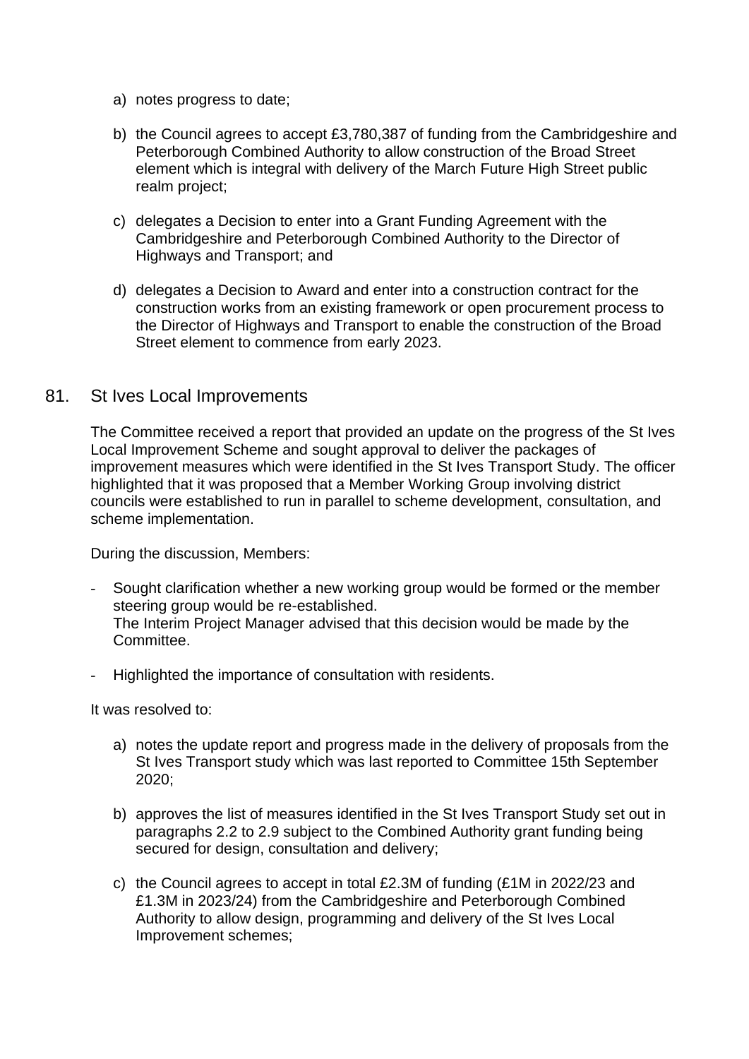a) notes progress to date;

b) the Council agrees to accept £3,780,387 of funding from the Cambridgeshire and Peterborough Combined Authority to allow construction of the Broad Street element which is integral with delivery of the March Future High Street public realm project;

c) delegates a Decision to enter into a Grant Funding Agreement with the Cambridgeshire and Peterborough Combined Authority to the Director of Highways and Transport; and

d) delegates a Decision to Award and enter into a construction contract for the construction works from an existing framework or open procurement process to the Director of Highways and Transport to enable the construction of the Broad Street element to commence from early 2023.

## 81. St Ives Local Improvements

The Committee received a report that provided an update on the progress of the St Ives Local Improvement Scheme and sought approval to deliver the packages of improvement measures which were identified in the St Ives Transport Study. The officer highlighted that it was proposed that a Member Working Group involving district councils were established to run in parallel to scheme development, consultation, and scheme implementation.

During the discussion, Members:

- Sought clarification whether a new working group would be formed or the member steering group would be re-established.
  The Interim Project Manager advised that this decision would be made by the Committee.

- Highlighted the importance of consultation with residents.

It was resolved to:

a) notes the update report and progress made in the delivery of proposals from the St Ives Transport study which was last reported to Committee 15th September 2020;

b) approves the list of measures identified in the St Ives Transport Study set out in paragraphs 2.2 to 2.9 subject to the Combined Authority grant funding being secured for design, consultation and delivery;

c) the Council agrees to accept in total £2.3M of funding (£1M in 2022/23 and £1.3M in 2023/24) from the Cambridgeshire and Peterborough Combined Authority to allow design, programming and delivery of the St Ives Local Improvement schemes;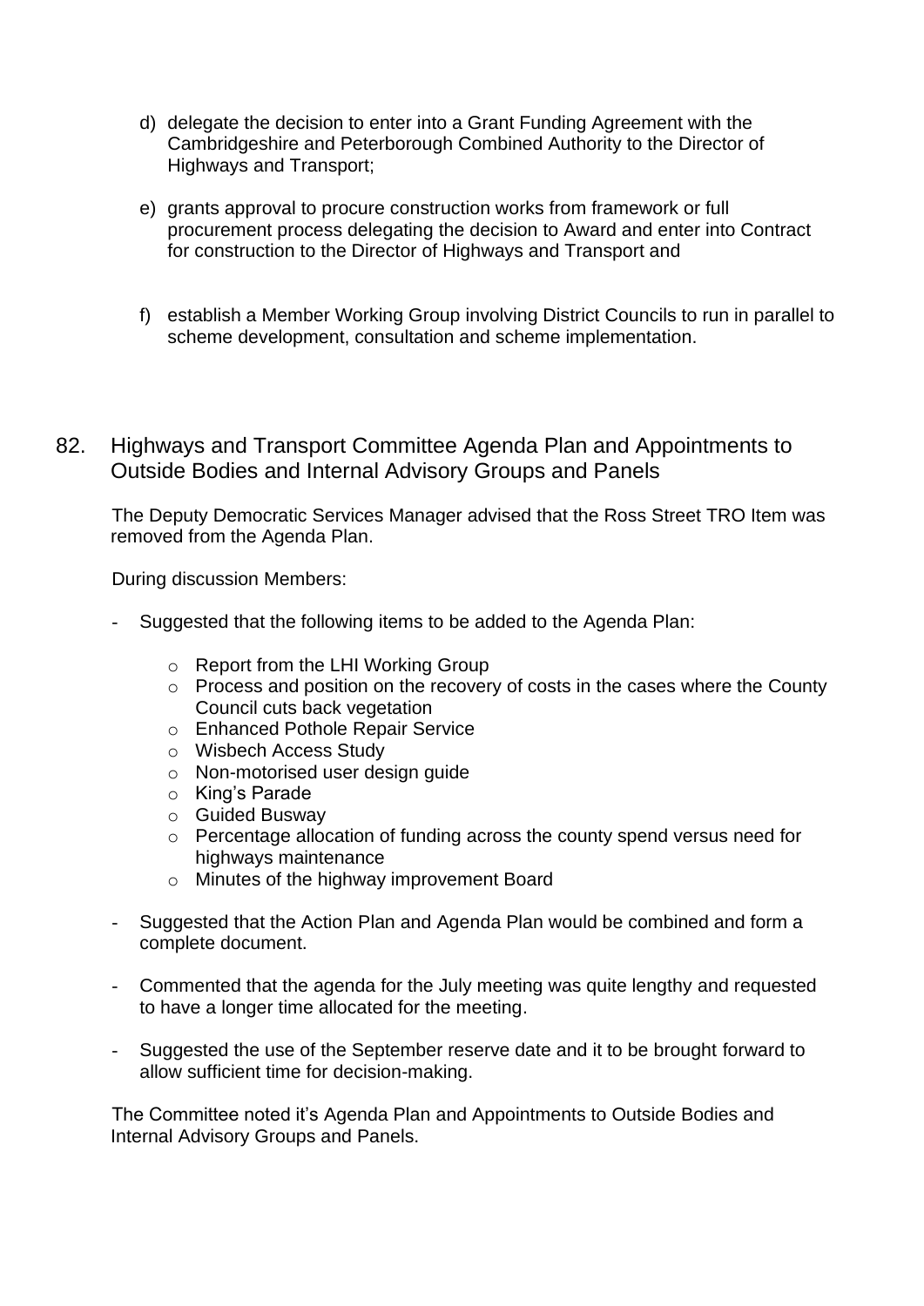d) delegate the decision to enter into a Grant Funding Agreement with the Cambridgeshire and Peterborough Combined Authority to the Director of Highways and Transport;

e) grants approval to procure construction works from framework or full procurement process delegating the decision to Award and enter into Contract for construction to the Director of Highways and Transport and

f) establish a Member Working Group involving District Councils to run in parallel to scheme development, consultation and scheme implementation.

## 82. Highways and Transport Committee Agenda Plan and Appointments to Outside Bodies and Internal Advisory Groups and Panels

The Deputy Democratic Services Manager advised that the Ross Street TRO Item was removed from the Agenda Plan.

During discussion Members:

- Suggested that the following items to be added to the Agenda Plan:
  - Report from the LHI Working Group
  - Process and position on the recovery of costs in the cases where the County Council cuts back vegetation
  - Enhanced Pothole Repair Service
  - Wisbech Access Study
  - Non-motorised user design guide
  - King's Parade
  - Guided Busway
  - Percentage allocation of funding across the county spend versus need for highways maintenance
  - Minutes of the highway improvement Board

- Suggested that the Action Plan and Agenda Plan would be combined and form a complete document.

- Commented that the agenda for the July meeting was quite lengthy and requested to have a longer time allocated for the meeting.

- Suggested the use of the September reserve date and it to be brought forward to allow sufficient time for decision-making.

The Committee noted it's Agenda Plan and Appointments to Outside Bodies and Internal Advisory Groups and Panels.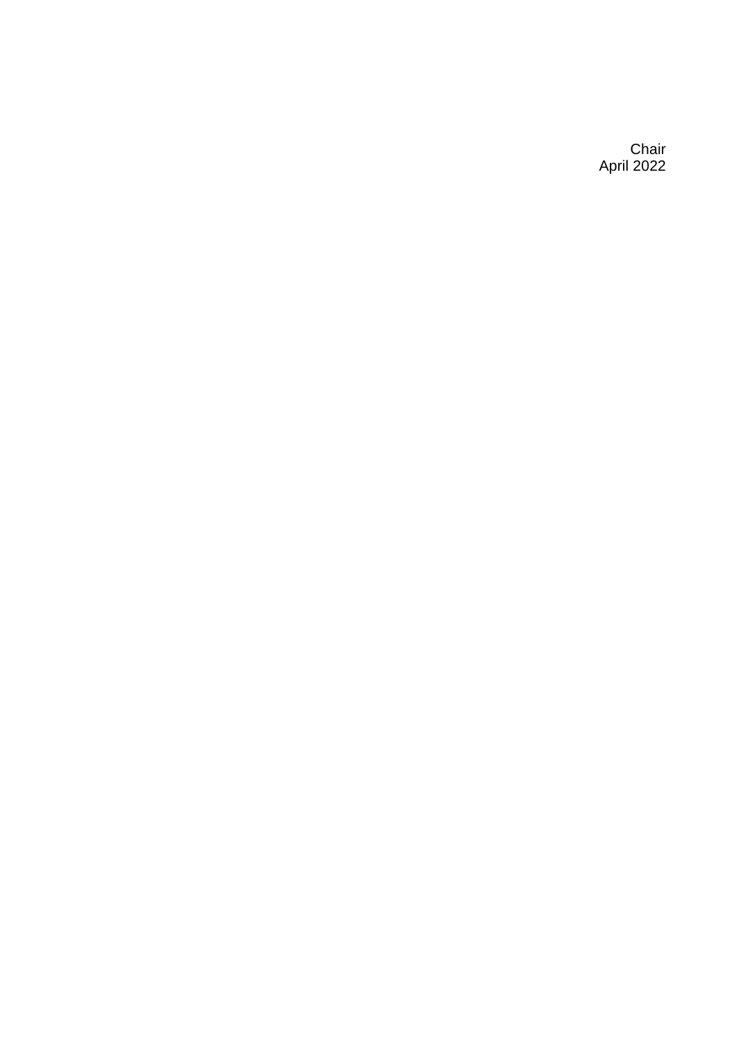Chair
April 2022